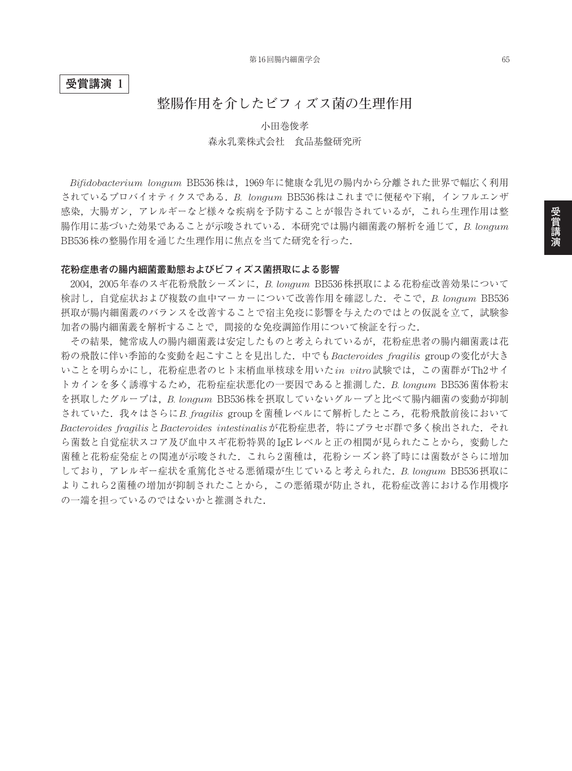**受賞講演 1**

# 整腸作用を介したビフィズス菌の生理作用

小田巻俊孝

森永乳業株式会社　食品基盤研究所

*Bifidobacterium longum* BB536株は，1969年に健康な乳児の腸内から分離された世界で幅広く利用されているプロバイオティクスである．*B. longum* BB536株はこれまでに便秘や下痢，インフルエンザ感染，大腸ガン，アレルギーなど様々な疾病を予防することが報告されているが，これら生理作用は整腸作用に基づいた効果であることが示唆されている．本研究では腸内細菌叢の解析を通じて，*B. longum* BB536株の整腸作用を通じた生理作用に焦点を当てた研究を行った．

### 花粉症患者の腸内細菌叢動態およびビフィズス菌摂取による影響

2004，2005年春のスギ花粉飛散シーズンに，*B. longum* BB536株摂取による花粉症改善効果について検討し，自覚症状および複数の血中マーカーについて改善作用を確認した．そこで，*B. longum* BB536摂取が腸内細菌叢のバランスを改善することで宿主免疫に影響を与えたのではとの仮説を立て，試験参加者の腸内細菌叢を解析することで，間接的な免疫調節作用について検証を行った．

その結果，健常成人の腸内細菌叢は安定したものと考えられているが，花粉症患者の腸内細菌叢は花粉の飛散に伴い季節的な変動を起こすことを見出した．中でも*Bacteroides fragilis* groupの変化が大きいことを明らかにし，花粉症患者のヒト末梢血単核球を用いた*in vitro*試験では，この菌群がTh2サイトカインを多く誘導するため，花粉症症状悪化の一要因であると推測した．*B. longum* BB536菌体粉末を摂取したグループは，*B. longum* BB536株を摂取していないグループと比べて腸内細菌の変動が抑制されていた．我々はさらに*B. fragilis* groupを菌種レベルにて解析したところ，花粉飛散前後において*Bacteroides fragilis*と*Bacteroides intestinalis*が花粉症患者，特にプラセボ群で多く検出された．それら菌数と自覚症状スコア及び血中スギ花粉特異的IgEレベルと正の相関が見られたことから，変動した菌種と花粉症発症との関連が示唆された．これら2菌種は，花粉シーズン終了時には菌数がさらに増加しており，アレルギー症状を重篤化させる悪循環が生じていると考えられた．*B. longum* BB536摂取によりこれら2菌種の増加が抑制されたことから，この悪循環が防止され，花粉症改善における作用機序の一端を担っているのではないかと推測された．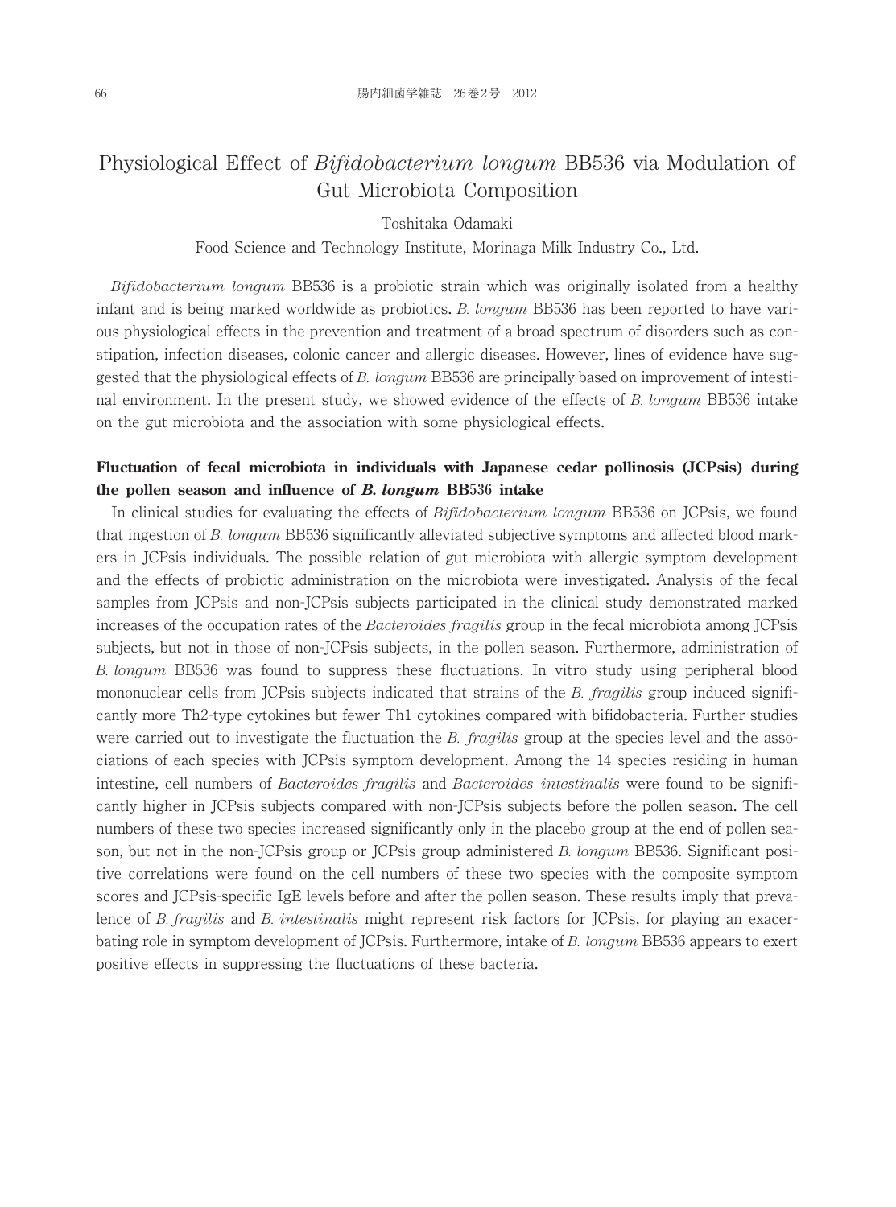# Physiological Effect of *Bifidobacterium longum* BB536 via Modulation of Gut Microbiota Composition

Toshitaka Odamaki

Food Science and Technology Institute, Morinaga Milk Industry Co., Ltd.

*Bifidobacterium longum* BB536 is a probiotic strain which was originally isolated from a healthy infant and is being marked worldwide as probiotics. *B. longum* BB536 has been reported to have various physiological effects in the prevention and treatment of a broad spectrum of disorders such as constipation, infection diseases, colonic cancer and allergic diseases. However, lines of evidence have suggested that the physiological effects of *B. longum* BB536 are principally based on improvement of intestinal environment. In the present study, we showed evidence of the effects of *B. longum* BB536 intake on the gut microbiota and the association with some physiological effects.

## Fluctuation of fecal microbiota in individuals with Japanese cedar pollinosis (JCPsis) during the pollen season and influence of *B. longum* BB536 intake

In clinical studies for evaluating the effects of *Bifidobacterium longum* BB536 on JCPsis, we found that ingestion of *B. longum* BB536 significantly alleviated subjective symptoms and affected blood markers in JCPsis individuals. The possible relation of gut microbiota with allergic symptom development and the effects of probiotic administration on the microbiota were investigated. Analysis of the fecal samples from JCPsis and non-JCPsis subjects participated in the clinical study demonstrated marked increases of the occupation rates of the *Bacteroides fragilis* group in the fecal microbiota among JCPsis subjects, but not in those of non-JCPsis subjects, in the pollen season. Furthermore, administration of *B. longum* BB536 was found to suppress these fluctuations. In vitro study using peripheral blood mononuclear cells from JCPsis subjects indicated that strains of the *B. fragilis* group induced significantly more Th2-type cytokines but fewer Th1 cytokines compared with bifidobacteria. Further studies were carried out to investigate the fluctuation the *B. fragilis* group at the species level and the associations of each species with JCPsis symptom development. Among the 14 species residing in human intestine, cell numbers of *Bacteroides fragilis* and *Bacteroides intestinalis* were found to be significantly higher in JCPsis subjects compared with non-JCPsis subjects before the pollen season. The cell numbers of these two species increased significantly only in the placebo group at the end of pollen season, but not in the non-JCPsis group or JCPsis group administered *B. longum* BB536. Significant positive correlations were found on the cell numbers of these two species with the composite symptom scores and JCPsis-specific IgE levels before and after the pollen season. These results imply that prevalence of *B. fragilis* and *B. intestinalis* might represent risk factors for JCPsis, for playing an exacerbating role in symptom development of JCPsis. Furthermore, intake of *B. longum* BB536 appears to exert positive effects in suppressing the fluctuations of these bacteria.